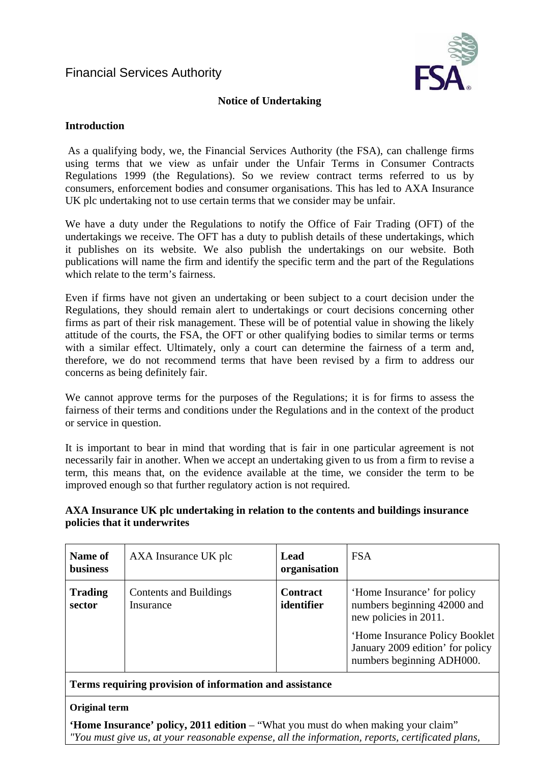Financial Services Authority

## Notice of Undertaking

### Introduction

As a qualifying body, we, the Financial Services Authority (the FSA), can challenge firms using terms that we view as unfair under the Unfair Terms in Consumer Contracts Regulations 1999 (the Regulations). So we review contract terms referred to us by consumers, enforcement bodies and consumer organisations. This has led to AXA Insurance UK plc undertaking not to use certain terms that we consider may be unfair.

We have a duty under the Regulations to notify the Office of Fair Trading (OFT) of the undertakings we receive. The OFT has a duty to publish details of these undertakings, which it publishes on its website. We also publish the undertakings on our website. Both publications will name the firm and identify the specific term and the part of the Regulations which relate to the term's fairness.

Even if firms have not given an undertaking or been subject to a court decision under the Regulations, they should remain alert to undertakings or court decisions concerning other firms as part of their risk management. These will be of potential value in showing the likely attitude of the courts, the FSA, the OFT or other qualifying bodies to similar terms or terms with a similar effect. Ultimately, only a court can determine the fairness of a term and, therefore, we do not recommend terms that have been revised by a firm to address our concerns as being definitely fair.

We cannot approve terms for the purposes of the Regulations; it is for firms to assess the fairness of their terms and conditions under the Regulations and in the context of the product or service in question.

It is important to bear in mind that wording that is fair in one particular agreement is not necessarily fair in another. When we accept an undertaking given to us from a firm to revise a term, this means that, on the evidence available at the time, we consider the term to be improved enough so that further regulatory action is not required.

### AXA Insurance UK plc undertaking in relation to the contents and buildings insurance policies that it underwrites

| **Name of business** | AXA Insurance UK plc | **Lead organisation** | FSA |
|---|---|---|---|
| **Trading sector** | Contents and Buildings Insurance | **Contract identifier** | 'Home Insurance' for policy numbers beginning 42000 and new policies in 2011.<br><br>'Home Insurance Policy Booklet January 2009 edition' for policy numbers beginning ADH000. |

**Terms requiring provision of information and assistance**

**Original term**

**'Home Insurance' policy, 2011 edition** – "What you must do when making your claim"
*"You must give us, at your reasonable expense, all the information, reports, certificated plans,*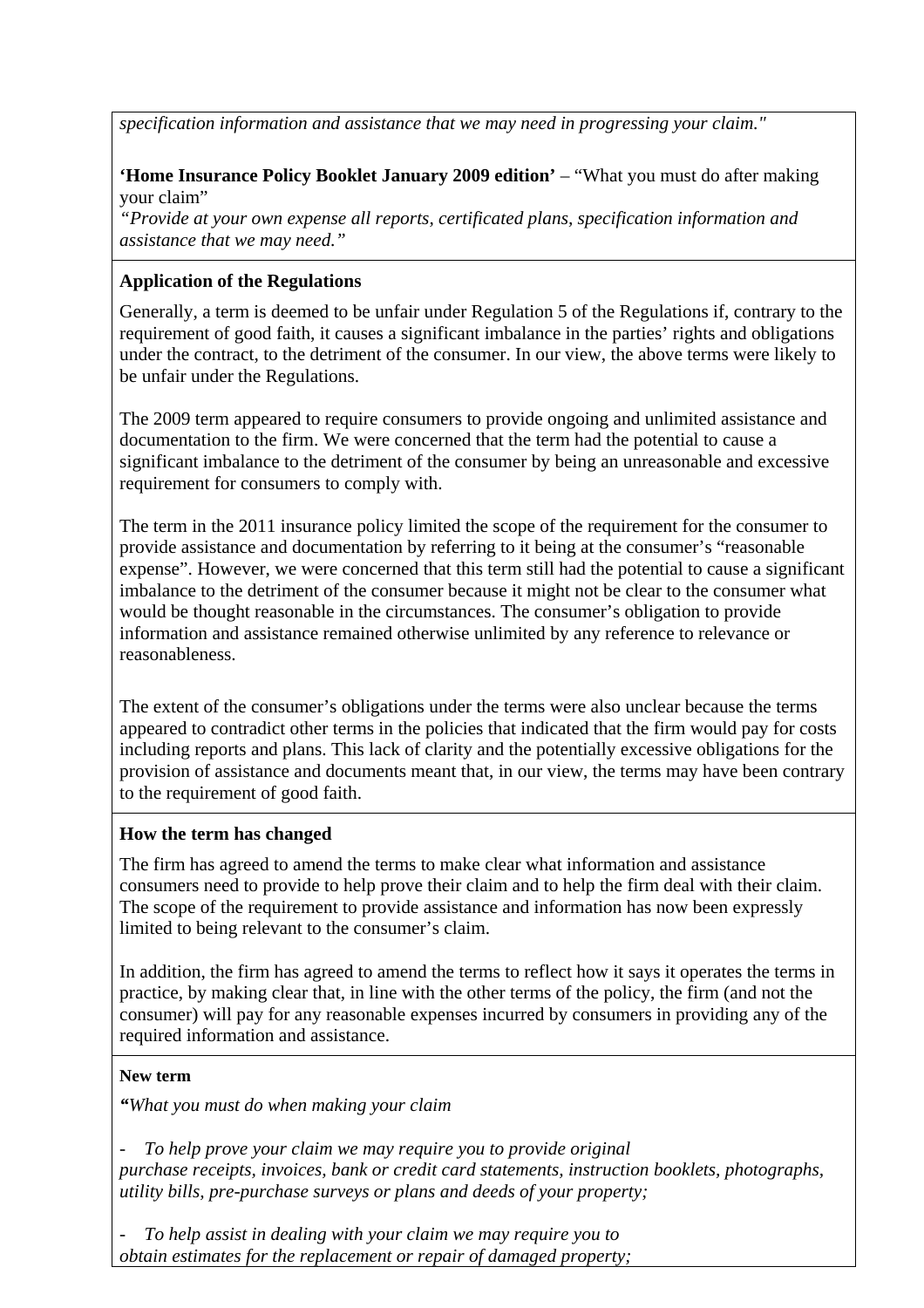*specification information and assistance that we may need in progressing your claim."*

**'Home Insurance Policy Booklet January 2009 edition'** – "What you must do after making your claim"

*"Provide at your own expense all reports, certificated plans, specification information and assistance that we may need."*

**Application of the Regulations**

Generally, a term is deemed to be unfair under Regulation 5 of the Regulations if, contrary to the requirement of good faith, it causes a significant imbalance in the parties' rights and obligations under the contract, to the detriment of the consumer. In our view, the above terms were likely to be unfair under the Regulations.

The 2009 term appeared to require consumers to provide ongoing and unlimited assistance and documentation to the firm. We were concerned that the term had the potential to cause a significant imbalance to the detriment of the consumer by being an unreasonable and excessive requirement for consumers to comply with.

The term in the 2011 insurance policy limited the scope of the requirement for the consumer to provide assistance and documentation by referring to it being at the consumer's "reasonable expense". However, we were concerned that this term still had the potential to cause a significant imbalance to the detriment of the consumer because it might not be clear to the consumer what would be thought reasonable in the circumstances. The consumer's obligation to provide information and assistance remained otherwise unlimited by any reference to relevance or reasonableness.

The extent of the consumer's obligations under the terms were also unclear because the terms appeared to contradict other terms in the policies that indicated that the firm would pay for costs including reports and plans. This lack of clarity and the potentially excessive obligations for the provision of assistance and documents meant that, in our view, the terms may have been contrary to the requirement of good faith.

**How the term has changed**

The firm has agreed to amend the terms to make clear what information and assistance consumers need to provide to help prove their claim and to help the firm deal with their claim. The scope of the requirement to provide assistance and information has now been expressly limited to being relevant to the consumer's claim.

In addition, the firm has agreed to amend the terms to reflect how it says it operates the terms in practice, by making clear that, in line with the other terms of the policy, the firm (and not the consumer) will pay for any reasonable expenses incurred by consumers in providing any of the required information and assistance.

**New term**

*"What you must do when making your claim*

- *To help prove your claim we may require you to provide original purchase receipts, invoices, bank or credit card statements, instruction booklets, photographs, utility bills, pre-purchase surveys or plans and deeds of your property;*

- *To help assist in dealing with your claim we may require you to obtain estimates for the replacement or repair of damaged property;*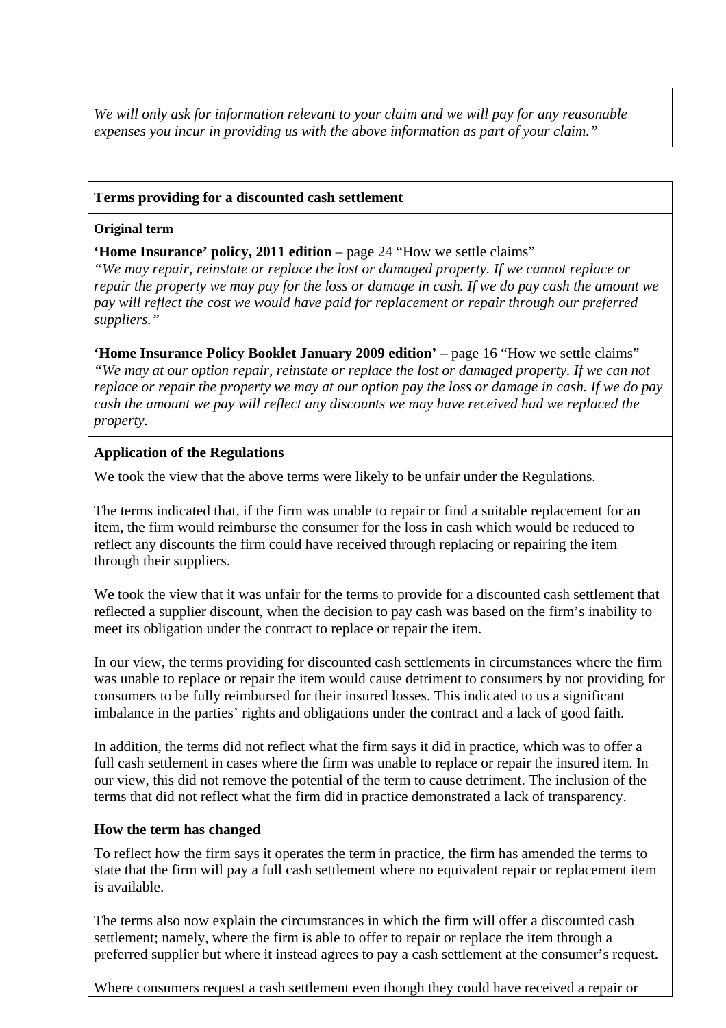*We will only ask for information relevant to your claim and we will pay for any reasonable expenses you incur in providing us with the above information as part of your claim."*

**Terms providing for a discounted cash settlement**

**Original term**

**'Home Insurance' policy, 2011 edition** – page 24 "How we settle claims"
*"We may repair, reinstate or replace the lost or damaged property. If we cannot replace or repair the property we may pay for the loss or damage in cash. If we do pay cash the amount we pay will reflect the cost we would have paid for replacement or repair through our preferred suppliers."*

**'Home Insurance Policy Booklet January 2009 edition'** – page 16 "How we settle claims"
*"We may at our option repair, reinstate or replace the lost or damaged property. If we can not replace or repair the property we may at our option pay the loss or damage in cash. If we do pay cash the amount we pay will reflect any discounts we may have received had we replaced the property.*

**Application of the Regulations**

We took the view that the above terms were likely to be unfair under the Regulations.

The terms indicated that, if the firm was unable to repair or find a suitable replacement for an item, the firm would reimburse the consumer for the loss in cash which would be reduced to reflect any discounts the firm could have received through replacing or repairing the item through their suppliers.

We took the view that it was unfair for the terms to provide for a discounted cash settlement that reflected a supplier discount, when the decision to pay cash was based on the firm's inability to meet its obligation under the contract to replace or repair the item.

In our view, the terms providing for discounted cash settlements in circumstances where the firm was unable to replace or repair the item would cause detriment to consumers by not providing for consumers to be fully reimbursed for their insured losses. This indicated to us a significant imbalance in the parties' rights and obligations under the contract and a lack of good faith.

In addition, the terms did not reflect what the firm says it did in practice, which was to offer a full cash settlement in cases where the firm was unable to replace or repair the insured item. In our view, this did not remove the potential of the term to cause detriment. The inclusion of the terms that did not reflect what the firm did in practice demonstrated a lack of transparency.

**How the term has changed**

To reflect how the firm says it operates the term in practice, the firm has amended the terms to state that the firm will pay a full cash settlement where no equivalent repair or replacement item is available.

The terms also now explain the circumstances in which the firm will offer a discounted cash settlement; namely, where the firm is able to offer to repair or replace the item through a preferred supplier but where it instead agrees to pay a cash settlement at the consumer's request.

Where consumers request a cash settlement even though they could have received a repair or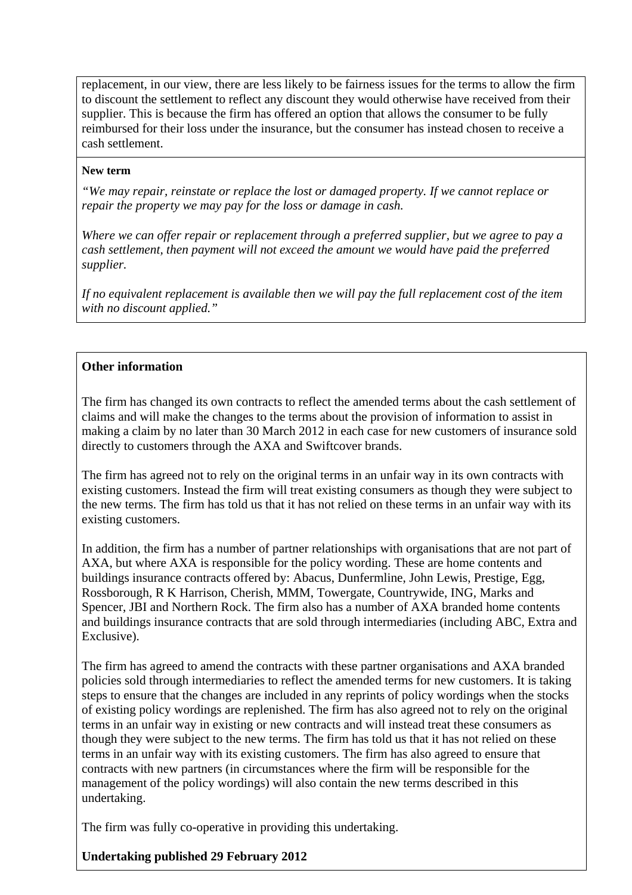replacement, in our view, there are less likely to be fairness issues for the terms to allow the firm to discount the settlement to reflect any discount they would otherwise have received from their supplier. This is because the firm has offered an option that allows the consumer to be fully reimbursed for their loss under the insurance, but the consumer has instead chosen to receive a cash settlement.

**New term**

*"We may repair, reinstate or replace the lost or damaged property. If we cannot replace or repair the property we may pay for the loss or damage in cash.*

*Where we can offer repair or replacement through a preferred supplier, but we agree to pay a cash settlement, then payment will not exceed the amount we would have paid the preferred supplier.*

*If no equivalent replacement is available then we will pay the full replacement cost of the item with no discount applied."*

**Other information**

The firm has changed its own contracts to reflect the amended terms about the cash settlement of claims and will make the changes to the terms about the provision of information to assist in making a claim by no later than 30 March 2012 in each case for new customers of insurance sold directly to customers through the AXA and Swiftcover brands.

The firm has agreed not to rely on the original terms in an unfair way in its own contracts with existing customers. Instead the firm will treat existing consumers as though they were subject to the new terms. The firm has told us that it has not relied on these terms in an unfair way with its existing customers.

In addition, the firm has a number of partner relationships with organisations that are not part of AXA, but where AXA is responsible for the policy wording. These are home contents and buildings insurance contracts offered by: Abacus, Dunfermline, John Lewis, Prestige, Egg, Rossborough, R K Harrison, Cherish, MMM, Towergate, Countrywide, ING, Marks and Spencer, JBI and Northern Rock. The firm also has a number of AXA branded home contents and buildings insurance contracts that are sold through intermediaries (including ABC, Extra and Exclusive).

The firm has agreed to amend the contracts with these partner organisations and AXA branded policies sold through intermediaries to reflect the amended terms for new customers. It is taking steps to ensure that the changes are included in any reprints of policy wordings when the stocks of existing policy wordings are replenished. The firm has also agreed not to rely on the original terms in an unfair way in existing or new contracts and will instead treat these consumers as though they were subject to the new terms. The firm has told us that it has not relied on these terms in an unfair way with its existing customers. The firm has also agreed to ensure that contracts with new partners (in circumstances where the firm will be responsible for the management of the policy wordings) will also contain the new terms described in this undertaking.

The firm was fully co-operative in providing this undertaking.

**Undertaking published 29 February 2012**